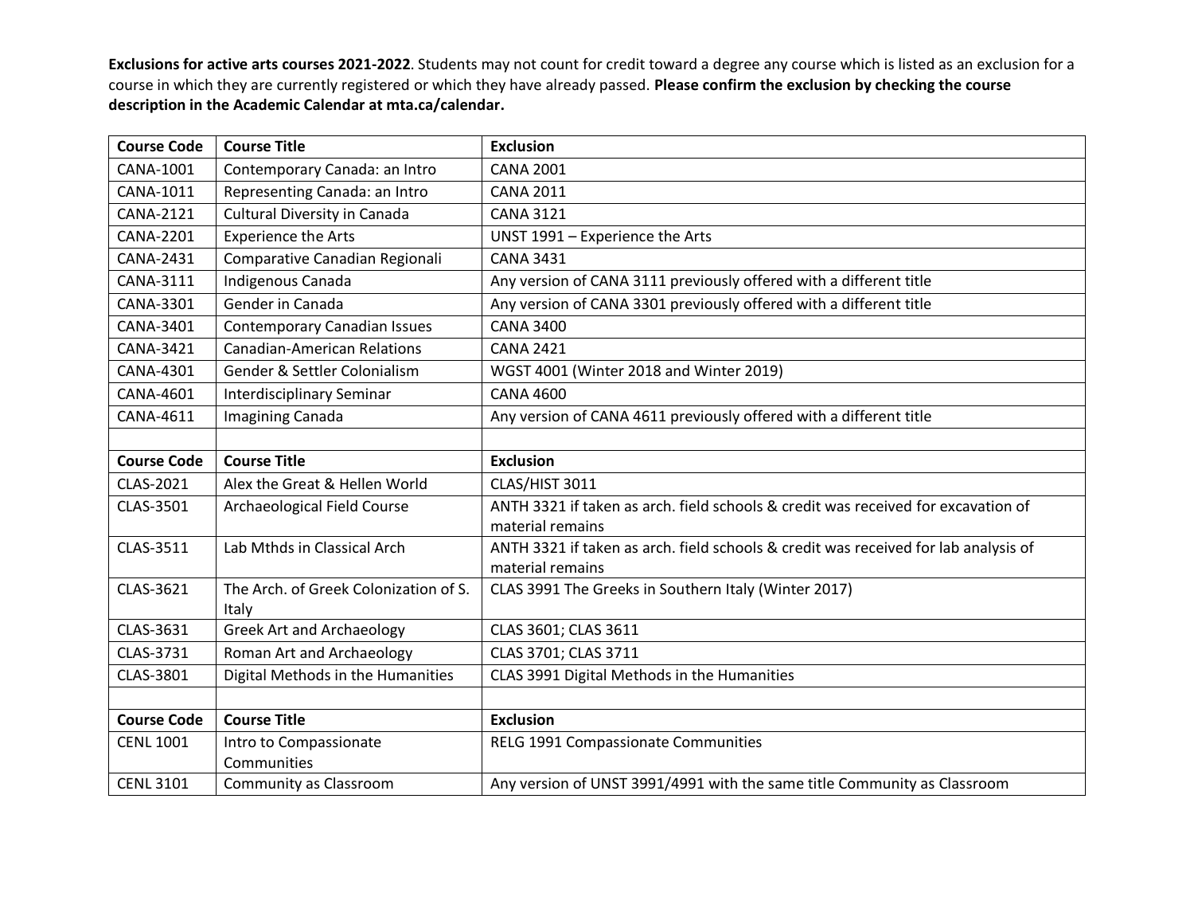**Exclusions for active arts courses 2021-2022**. Students may not count for credit toward a degree any course which is listed as an exclusion for a course in which they are currently registered or which they have already passed. **Please confirm the exclusion by checking the course description in the Academic Calendar at mta.ca/calendar.**

| Course Code | Course Title | Exclusion |
|---|---|---|
| CANA-1001 | Contemporary Canada: an Intro | CANA 2001 |
| CANA-1011 | Representing Canada: an Intro | CANA 2011 |
| CANA-2121 | Cultural Diversity in Canada | CANA 3121 |
| CANA-2201 | Experience the Arts | UNST 1991 – Experience the Arts |
| CANA-2431 | Comparative Canadian Regionali | CANA 3431 |
| CANA-3111 | Indigenous Canada | Any version of CANA 3111 previously offered with a different title |
| CANA-3301 | Gender in Canada | Any version of CANA 3301 previously offered with a different title |
| CANA-3401 | Contemporary Canadian Issues | CANA 3400 |
| CANA-3421 | Canadian-American Relations | CANA 2421 |
| CANA-4301 | Gender & Settler Colonialism | WGST 4001 (Winter 2018 and Winter 2019) |
| CANA-4601 | Interdisciplinary Seminar | CANA 4600 |
| CANA-4611 | Imagining Canada | Any version of CANA 4611 previously offered with a different title |
| | | |
| **Course Code** | **Course Title** | **Exclusion** |
| CLAS-2021 | Alex the Great & Hellen World | CLAS/HIST 3011 |
| CLAS-3501 | Archaeological Field Course | ANTH 3321 if taken as arch. field schools & credit was received for excavation of material remains |
| CLAS-3511 | Lab Mthds in Classical Arch | ANTH 3321 if taken as arch. field schools & credit was received for lab analysis of material remains |
| CLAS-3621 | The Arch. of Greek Colonization of S. Italy | CLAS 3991 The Greeks in Southern Italy (Winter 2017) |
| CLAS-3631 | Greek Art and Archaeology | CLAS 3601; CLAS 3611 |
| CLAS-3731 | Roman Art and Archaeology | CLAS 3701; CLAS 3711 |
| CLAS-3801 | Digital Methods in the Humanities | CLAS 3991 Digital Methods in the Humanities |
| | | |
| **Course Code** | **Course Title** | **Exclusion** |
| CENL 1001 | Intro to Compassionate Communities | RELG 1991 Compassionate Communities |
| CENL 3101 | Community as Classroom | Any version of UNST 3991/4991 with the same title Community as Classroom |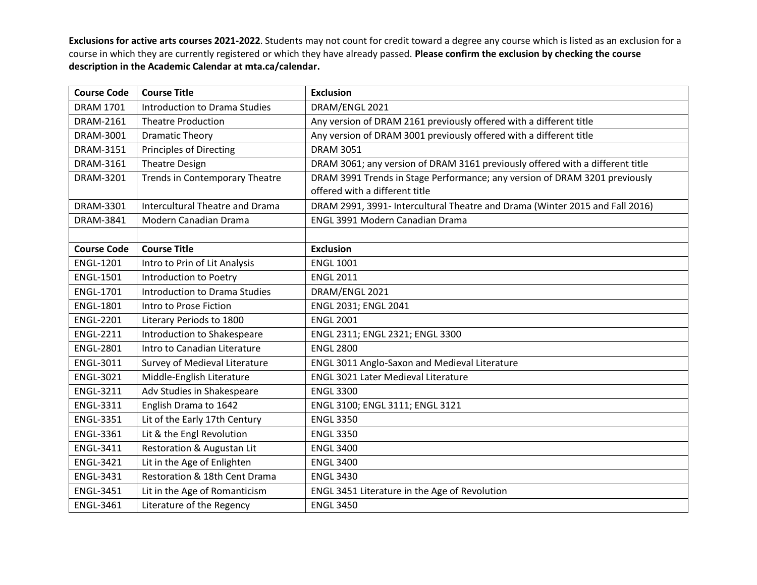**Exclusions for active arts courses 2021-2022**. Students may not count for credit toward a degree any course which is listed as an exclusion for a course in which they are currently registered or which they have already passed. **Please confirm the exclusion by checking the course description in the Academic Calendar at mta.ca/calendar.**

| Course Code | Course Title | Exclusion |
|---|---|---|
| DRAM 1701 | Introduction to Drama Studies | DRAM/ENGL 2021 |
| DRAM-2161 | Theatre Production | Any version of DRAM 2161 previously offered with a different title |
| DRAM-3001 | Dramatic Theory | Any version of DRAM 3001 previously offered with a different title |
| DRAM-3151 | Principles of Directing | DRAM 3051 |
| DRAM-3161 | Theatre Design | DRAM 3061; any version of DRAM 3161 previously offered with a different title |
| DRAM-3201 | Trends in Contemporary Theatre | DRAM 3991 Trends in Stage Performance; any version of DRAM 3201 previously offered with a different title |
| DRAM-3301 | Intercultural Theatre and Drama | DRAM 2991, 3991- Intercultural Theatre and Drama (Winter 2015 and Fall 2016) |
| DRAM-3841 | Modern Canadian Drama | ENGL 3991 Modern Canadian Drama |
| | | |
| **Course Code** | **Course Title** | **Exclusion** |
| ENGL-1201 | Intro to Prin of Lit Analysis | ENGL 1001 |
| ENGL-1501 | Introduction to Poetry | ENGL 2011 |
| ENGL-1701 | Introduction to Drama Studies | DRAM/ENGL 2021 |
| ENGL-1801 | Intro to Prose Fiction | ENGL 2031; ENGL 2041 |
| ENGL-2201 | Literary Periods to 1800 | ENGL 2001 |
| ENGL-2211 | Introduction to Shakespeare | ENGL 2311; ENGL 2321; ENGL 3300 |
| ENGL-2801 | Intro to Canadian Literature | ENGL 2800 |
| ENGL-3011 | Survey of Medieval Literature | ENGL 3011 Anglo-Saxon and Medieval Literature |
| ENGL-3021 | Middle-English Literature | ENGL 3021 Later Medieval Literature |
| ENGL-3211 | Adv Studies in Shakespeare | ENGL 3300 |
| ENGL-3311 | English Drama to 1642 | ENGL 3100; ENGL 3111; ENGL 3121 |
| ENGL-3351 | Lit of the Early 17th Century | ENGL 3350 |
| ENGL-3361 | Lit & the Engl Revolution | ENGL 3350 |
| ENGL-3411 | Restoration & Augustan Lit | ENGL 3400 |
| ENGL-3421 | Lit in the Age of Enlighten | ENGL 3400 |
| ENGL-3431 | Restoration & 18th Cent Drama | ENGL 3430 |
| ENGL-3451 | Lit in the Age of Romanticism | ENGL 3451 Literature in the Age of Revolution |
| ENGL-3461 | Literature of the Regency | ENGL 3450 |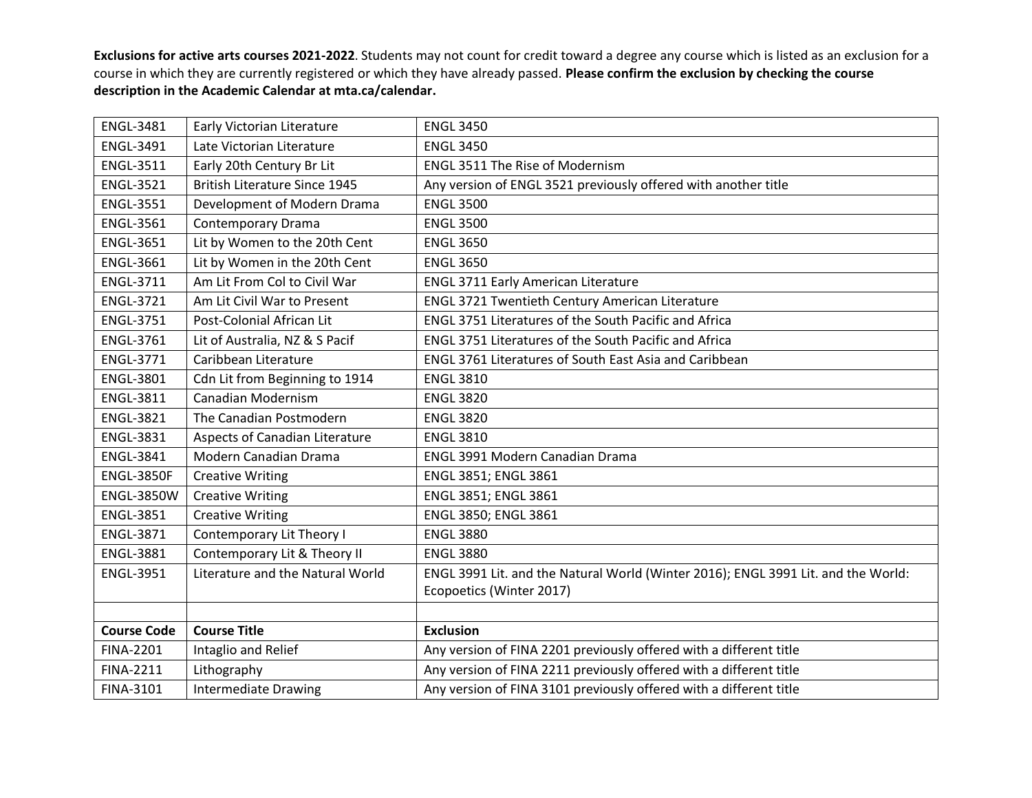**Exclusions for active arts courses 2021-2022**. Students may not count for credit toward a degree any course which is listed as an exclusion for a course in which they are currently registered or which they have already passed. **Please confirm the exclusion by checking the course description in the Academic Calendar at mta.ca/calendar.**

| | | |
|---|---|---|
| ENGL-3481 | Early Victorian Literature | ENGL 3450 |
| ENGL-3491 | Late Victorian Literature | ENGL 3450 |
| ENGL-3511 | Early 20th Century Br Lit | ENGL 3511 The Rise of Modernism |
| ENGL-3521 | British Literature Since 1945 | Any version of ENGL 3521 previously offered with another title |
| ENGL-3551 | Development of Modern Drama | ENGL 3500 |
| ENGL-3561 | Contemporary Drama | ENGL 3500 |
| ENGL-3651 | Lit by Women to the 20th Cent | ENGL 3650 |
| ENGL-3661 | Lit by Women in the 20th Cent | ENGL 3650 |
| ENGL-3711 | Am Lit From Col to Civil War | ENGL 3711 Early American Literature |
| ENGL-3721 | Am Lit Civil War to Present | ENGL 3721 Twentieth Century American Literature |
| ENGL-3751 | Post-Colonial African Lit | ENGL 3751 Literatures of the South Pacific and Africa |
| ENGL-3761 | Lit of Australia, NZ & S Pacif | ENGL 3751 Literatures of the South Pacific and Africa |
| ENGL-3771 | Caribbean Literature | ENGL 3761 Literatures of South East Asia and Caribbean |
| ENGL-3801 | Cdn Lit from Beginning to 1914 | ENGL 3810 |
| ENGL-3811 | Canadian Modernism | ENGL 3820 |
| ENGL-3821 | The Canadian Postmodern | ENGL 3820 |
| ENGL-3831 | Aspects of Canadian Literature | ENGL 3810 |
| ENGL-3841 | Modern Canadian Drama | ENGL 3991 Modern Canadian Drama |
| ENGL-3850F | Creative Writing | ENGL 3851; ENGL 3861 |
| ENGL-3850W | Creative Writing | ENGL 3851; ENGL 3861 |
| ENGL-3851 | Creative Writing | ENGL 3850; ENGL 3861 |
| ENGL-3871 | Contemporary Lit Theory I | ENGL 3880 |
| ENGL-3881 | Contemporary Lit & Theory II | ENGL 3880 |
| ENGL-3951 | Literature and the Natural World | ENGL 3991 Lit. and the Natural World (Winter 2016); ENGL 3991 Lit. and the World: Ecopoetics (Winter 2017) |
| | | |
| **Course Code** | **Course Title** | **Exclusion** |
| FINA-2201 | Intaglio and Relief | Any version of FINA 2201 previously offered with a different title |
| FINA-2211 | Lithography | Any version of FINA 2211 previously offered with a different title |
| FINA-3101 | Intermediate Drawing | Any version of FINA 3101 previously offered with a different title |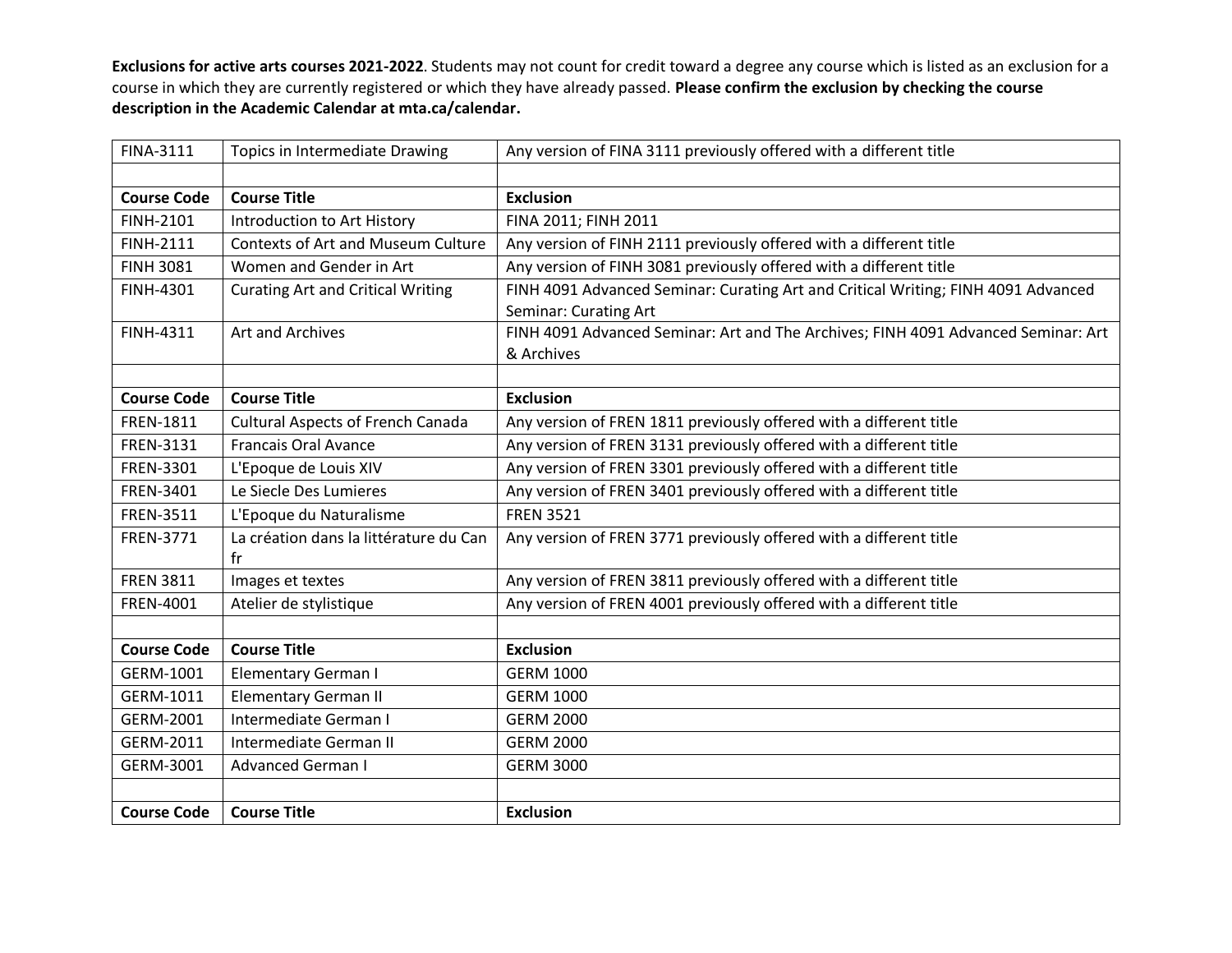**Exclusions for active arts courses 2021-2022**. Students may not count for credit toward a degree any course which is listed as an exclusion for a course in which they are currently registered or which they have already passed. **Please confirm the exclusion by checking the course description in the Academic Calendar at mta.ca/calendar.**

| | | |
|---|---|---|
| FINA-3111 | Topics in Intermediate Drawing | Any version of FINA 3111 previously offered with a different title |
| | | |
| **Course Code** | **Course Title** | **Exclusion** |
| FINH-2101 | Introduction to Art History | FINA 2011; FINH 2011 |
| FINH-2111 | Contexts of Art and Museum Culture | Any version of FINH 2111 previously offered with a different title |
| FINH 3081 | Women and Gender in Art | Any version of FINH 3081 previously offered with a different title |
| FINH-4301 | Curating Art and Critical Writing | FINH 4091 Advanced Seminar: Curating Art and Critical Writing; FINH 4091 Advanced Seminar: Curating Art |
| FINH-4311 | Art and Archives | FINH 4091 Advanced Seminar: Art and The Archives; FINH 4091 Advanced Seminar: Art & Archives |
| | | |
| **Course Code** | **Course Title** | **Exclusion** |
| FREN-1811 | Cultural Aspects of French Canada | Any version of FREN 1811 previously offered with a different title |
| FREN-3131 | Francais Oral Avance | Any version of FREN 3131 previously offered with a different title |
| FREN-3301 | L'Epoque de Louis XIV | Any version of FREN 3301 previously offered with a different title |
| FREN-3401 | Le Siecle Des Lumieres | Any version of FREN 3401 previously offered with a different title |
| FREN-3511 | L'Epoque du Naturalisme | FREN 3521 |
| FREN-3771 | La création dans la littérature du Can fr | Any version of FREN 3771 previously offered with a different title |
| FREN 3811 | Images et textes | Any version of FREN 3811 previously offered with a different title |
| FREN-4001 | Atelier de stylistique | Any version of FREN 4001 previously offered with a different title |
| | | |
| **Course Code** | **Course Title** | **Exclusion** |
| GERM-1001 | Elementary German I | GERM 1000 |
| GERM-1011 | Elementary German II | GERM 1000 |
| GERM-2001 | Intermediate German I | GERM 2000 |
| GERM-2011 | Intermediate German II | GERM 2000 |
| GERM-3001 | Advanced German I | GERM 3000 |
| | | |
| **Course Code** | **Course Title** | **Exclusion** |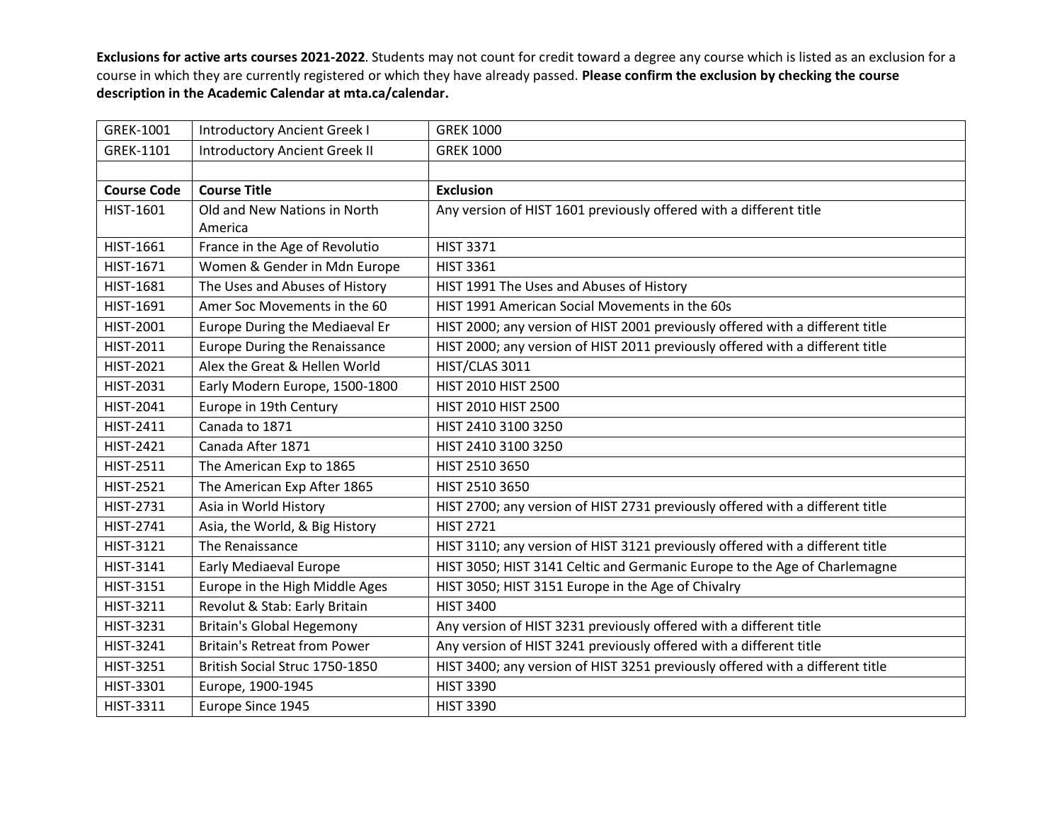**Exclusions for active arts courses 2021-2022**. Students may not count for credit toward a degree any course which is listed as an exclusion for a course in which they are currently registered or which they have already passed. **Please confirm the exclusion by checking the course description in the Academic Calendar at mta.ca/calendar.**

| | | |
|---|---|---|
| GREK-1001 | Introductory Ancient Greek I | GREK 1000 |
| GREK-1101 | Introductory Ancient Greek II | GREK 1000 |
| | | |
| **Course Code** | **Course Title** | **Exclusion** |
| HIST-1601 | Old and New Nations in North America | Any version of HIST 1601 previously offered with a different title |
| HIST-1661 | France in the Age of Revolutio | HIST 3371 |
| HIST-1671 | Women & Gender in Mdn Europe | HIST 3361 |
| HIST-1681 | The Uses and Abuses of History | HIST 1991 The Uses and Abuses of History |
| HIST-1691 | Amer Soc Movements in the 60 | HIST 1991 American Social Movements in the 60s |
| HIST-2001 | Europe During the Mediaeval Er | HIST 2000; any version of HIST 2001 previously offered with a different title |
| HIST-2011 | Europe During the Renaissance | HIST 2000; any version of HIST 2011 previously offered with a different title |
| HIST-2021 | Alex the Great & Hellen World | HIST/CLAS 3011 |
| HIST-2031 | Early Modern Europe, 1500-1800 | HIST 2010 HIST 2500 |
| HIST-2041 | Europe in 19th Century | HIST 2010 HIST 2500 |
| HIST-2411 | Canada to 1871 | HIST 2410 3100 3250 |
| HIST-2421 | Canada After 1871 | HIST 2410 3100 3250 |
| HIST-2511 | The American Exp to 1865 | HIST 2510 3650 |
| HIST-2521 | The American Exp After 1865 | HIST 2510 3650 |
| HIST-2731 | Asia in World History | HIST 2700; any version of HIST 2731 previously offered with a different title |
| HIST-2741 | Asia, the World, & Big History | HIST 2721 |
| HIST-3121 | The Renaissance | HIST 3110; any version of HIST 3121 previously offered with a different title |
| HIST-3141 | Early Mediaeval Europe | HIST 3050; HIST 3141 Celtic and Germanic Europe to the Age of Charlemagne |
| HIST-3151 | Europe in the High Middle Ages | HIST 3050; HIST 3151 Europe in the Age of Chivalry |
| HIST-3211 | Revolut & Stab: Early Britain | HIST 3400 |
| HIST-3231 | Britain's Global Hegemony | Any version of HIST 3231 previously offered with a different title |
| HIST-3241 | Britain's Retreat from Power | Any version of HIST 3241 previously offered with a different title |
| HIST-3251 | British Social Struc 1750-1850 | HIST 3400; any version of HIST 3251 previously offered with a different title |
| HIST-3301 | Europe, 1900-1945 | HIST 3390 |
| HIST-3311 | Europe Since 1945 | HIST 3390 |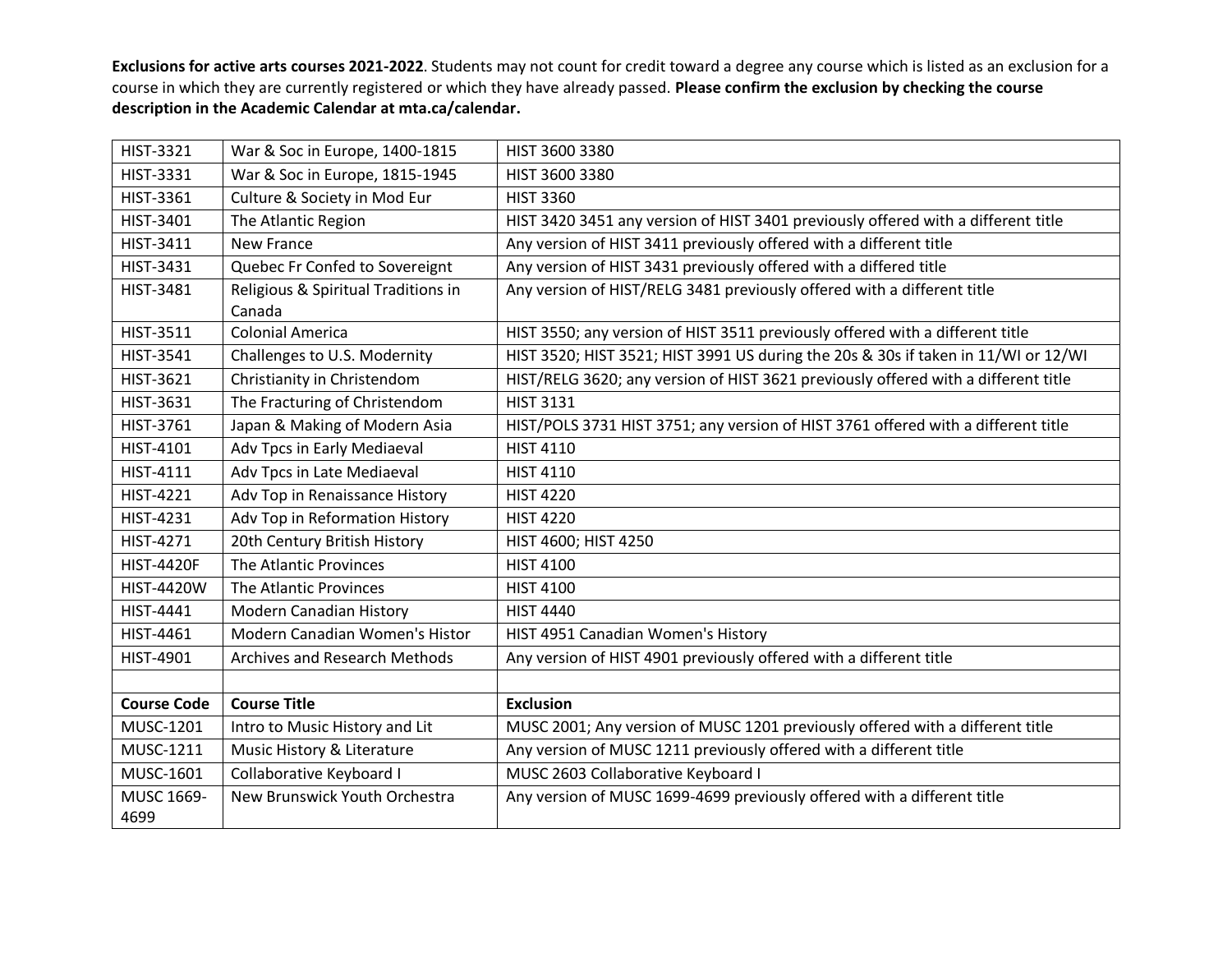**Exclusions for active arts courses 2021-2022**. Students may not count for credit toward a degree any course which is listed as an exclusion for a course in which they are currently registered or which they have already passed. **Please confirm the exclusion by checking the course description in the Academic Calendar at mta.ca/calendar.**

| | | |
|---|---|---|
| HIST-3321 | War & Soc in Europe, 1400-1815 | HIST 3600 3380 |
| HIST-3331 | War & Soc in Europe, 1815-1945 | HIST 3600 3380 |
| HIST-3361 | Culture & Society in Mod Eur | HIST 3360 |
| HIST-3401 | The Atlantic Region | HIST 3420 3451 any version of HIST 3401 previously offered with a different title |
| HIST-3411 | New France | Any version of HIST 3411 previously offered with a different title |
| HIST-3431 | Quebec Fr Confed to Sovereignt | Any version of HIST 3431 previously offered with a differed title |
| HIST-3481 | Religious & Spiritual Traditions in Canada | Any version of HIST/RELG 3481 previously offered with a different title |
| HIST-3511 | Colonial America | HIST 3550; any version of HIST 3511 previously offered with a different title |
| HIST-3541 | Challenges to U.S. Modernity | HIST 3520; HIST 3521; HIST 3991 US during the 20s & 30s if taken in 11/WI or 12/WI |
| HIST-3621 | Christianity in Christendom | HIST/RELG 3620; any version of HIST 3621 previously offered with a different title |
| HIST-3631 | The Fracturing of Christendom | HIST 3131 |
| HIST-3761 | Japan & Making of Modern Asia | HIST/POLS 3731 HIST 3751; any version of HIST 3761 offered with a different title |
| HIST-4101 | Adv Tpcs in Early Mediaeval | HIST 4110 |
| HIST-4111 | Adv Tpcs in Late Mediaeval | HIST 4110 |
| HIST-4221 | Adv Top in Renaissance History | HIST 4220 |
| HIST-4231 | Adv Top in Reformation History | HIST 4220 |
| HIST-4271 | 20th Century British History | HIST 4600; HIST 4250 |
| HIST-4420F | The Atlantic Provinces | HIST 4100 |
| HIST-4420W | The Atlantic Provinces | HIST 4100 |
| HIST-4441 | Modern Canadian History | HIST 4440 |
| HIST-4461 | Modern Canadian Women's Histor | HIST 4951 Canadian Women's History |
| HIST-4901 | Archives and Research Methods | Any version of HIST 4901 previously offered with a different title |
| | | |
| **Course Code** | **Course Title** | **Exclusion** |
| MUSC-1201 | Intro to Music History and Lit | MUSC 2001; Any version of MUSC 1201 previously offered with a different title |
| MUSC-1211 | Music History & Literature | Any version of MUSC 1211 previously offered with a different title |
| MUSC-1601 | Collaborative Keyboard I | MUSC 2603 Collaborative Keyboard I |
| MUSC 1669-4699 | New Brunswick Youth Orchestra | Any version of MUSC 1699-4699 previously offered with a different title |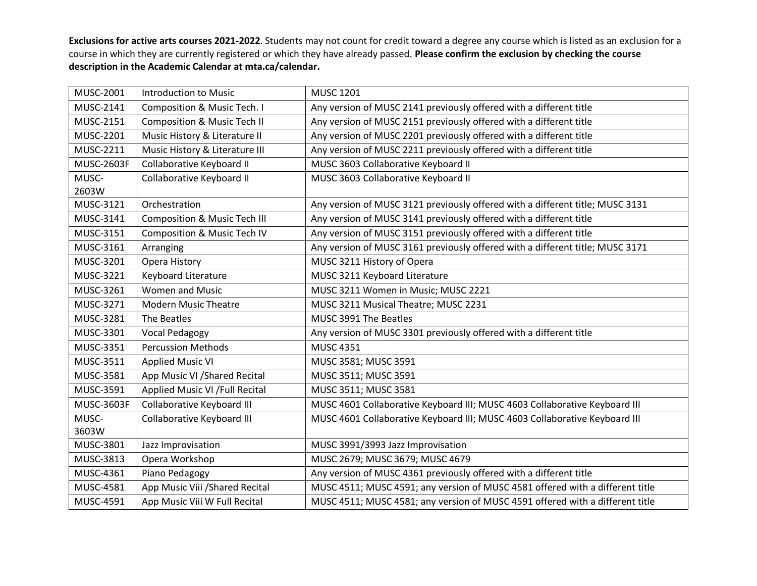**Exclusions for active arts courses 2021-2022**. Students may not count for credit toward a degree any course which is listed as an exclusion for a course in which they are currently registered or which they have already passed. **Please confirm the exclusion by checking the course description in the Academic Calendar at mta.ca/calendar.**

| | | |
|---|---|---|
| MUSC-2001 | Introduction to Music | MUSC 1201 |
| MUSC-2141 | Composition & Music Tech. I | Any version of MUSC 2141 previously offered with a different title |
| MUSC-2151 | Composition & Music Tech II | Any version of MUSC 2151 previously offered with a different title |
| MUSC-2201 | Music History & Literature II | Any version of MUSC 2201 previously offered with a different title |
| MUSC-2211 | Music History & Literature III | Any version of MUSC 2211 previously offered with a different title |
| MUSC-2603F | Collaborative Keyboard II | MUSC 3603 Collaborative Keyboard II |
| MUSC-2603W | Collaborative Keyboard II | MUSC 3603 Collaborative Keyboard II |
| MUSC-3121 | Orchestration | Any version of MUSC 3121 previously offered with a different title; MUSC 3131 |
| MUSC-3141 | Composition & Music Tech III | Any version of MUSC 3141 previously offered with a different title |
| MUSC-3151 | Composition & Music Tech IV | Any version of MUSC 3151 previously offered with a different title |
| MUSC-3161 | Arranging | Any version of MUSC 3161 previously offered with a different title; MUSC 3171 |
| MUSC-3201 | Opera History | MUSC 3211 History of Opera |
| MUSC-3221 | Keyboard Literature | MUSC 3211 Keyboard Literature |
| MUSC-3261 | Women and Music | MUSC 3211 Women in Music; MUSC 2221 |
| MUSC-3271 | Modern Music Theatre | MUSC 3211 Musical Theatre; MUSC 2231 |
| MUSC-3281 | The Beatles | MUSC 3991 The Beatles |
| MUSC-3301 | Vocal Pedagogy | Any version of MUSC 3301 previously offered with a different title |
| MUSC-3351 | Percussion Methods | MUSC 4351 |
| MUSC-3511 | Applied Music VI | MUSC 3581; MUSC 3591 |
| MUSC-3581 | App Music VI /Shared Recital | MUSC 3511; MUSC 3591 |
| MUSC-3591 | Applied Music VI /Full Recital | MUSC 3511; MUSC 3581 |
| MUSC-3603F | Collaborative Keyboard III | MUSC 4601 Collaborative Keyboard III; MUSC 4603 Collaborative Keyboard III |
| MUSC-3603W | Collaborative Keyboard III | MUSC 4601 Collaborative Keyboard III; MUSC 4603 Collaborative Keyboard III |
| MUSC-3801 | Jazz Improvisation | MUSC 3991/3993 Jazz Improvisation |
| MUSC-3813 | Opera Workshop | MUSC 2679; MUSC 3679; MUSC 4679 |
| MUSC-4361 | Piano Pedagogy | Any version of MUSC 4361 previously offered with a different title |
| MUSC-4581 | App Music Viii /Shared Recital | MUSC 4511; MUSC 4591; any version of MUSC 4581 offered with a different title |
| MUSC-4591 | App Music Viii W Full Recital | MUSC 4511; MUSC 4581; any version of MUSC 4591 offered with a different title |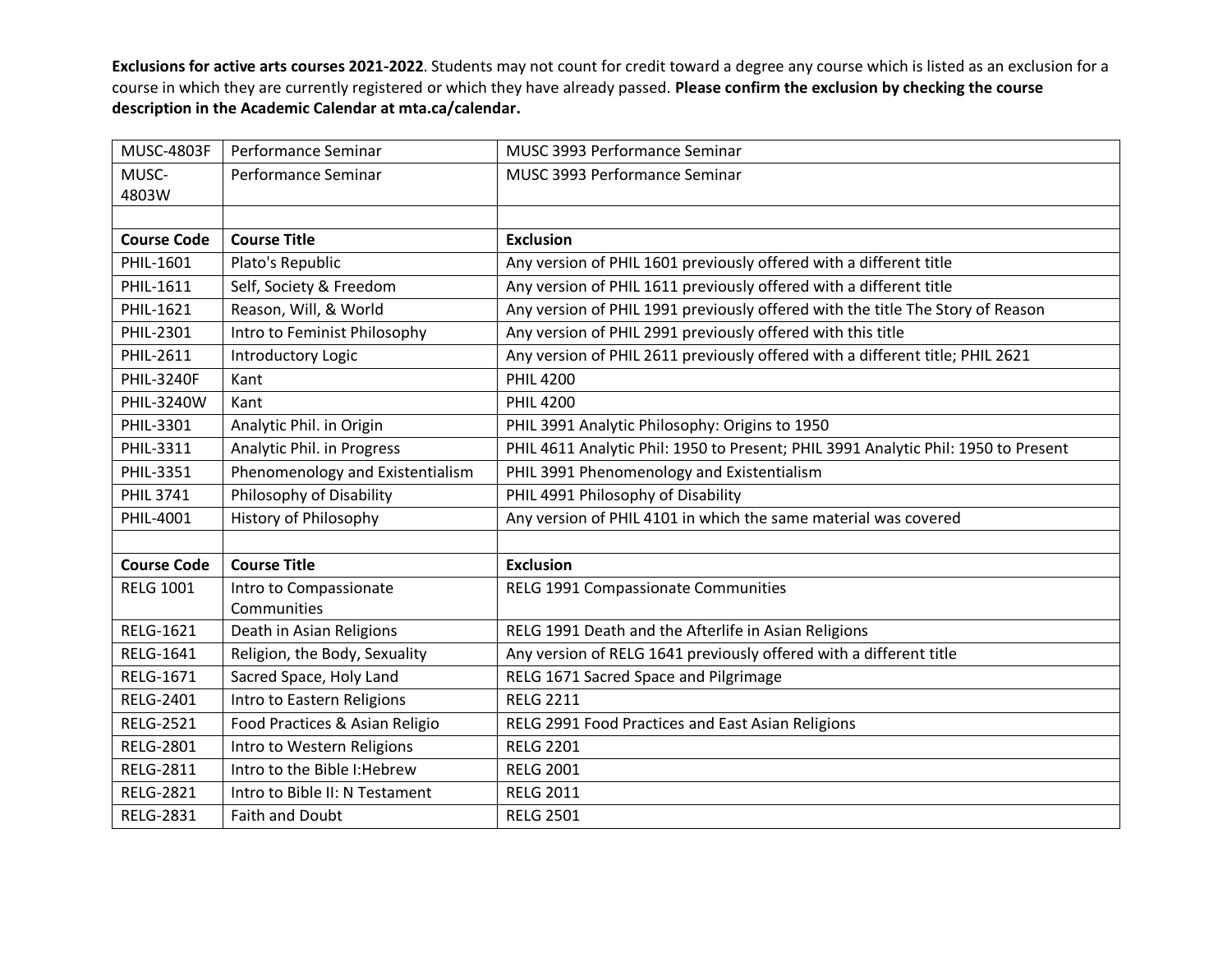**Exclusions for active arts courses 2021-2022**. Students may not count for credit toward a degree any course which is listed as an exclusion for a course in which they are currently registered or which they have already passed. **Please confirm the exclusion by checking the course description in the Academic Calendar at mta.ca/calendar.**

| | | |
|---|---|---|
| MUSC-4803F | Performance Seminar | MUSC 3993 Performance Seminar |
| MUSC-4803W | Performance Seminar | MUSC 3993 Performance Seminar |
| | | |
| **Course Code** | **Course Title** | **Exclusion** |
| PHIL-1601 | Plato's Republic | Any version of PHIL 1601 previously offered with a different title |
| PHIL-1611 | Self, Society & Freedom | Any version of PHIL 1611 previously offered with a different title |
| PHIL-1621 | Reason, Will, & World | Any version of PHIL 1991 previously offered with the title The Story of Reason |
| PHIL-2301 | Intro to Feminist Philosophy | Any version of PHIL 2991 previously offered with this title |
| PHIL-2611 | Introductory Logic | Any version of PHIL 2611 previously offered with a different title; PHIL 2621 |
| PHIL-3240F | Kant | PHIL 4200 |
| PHIL-3240W | Kant | PHIL 4200 |
| PHIL-3301 | Analytic Phil. in Origin | PHIL 3991 Analytic Philosophy: Origins to 1950 |
| PHIL-3311 | Analytic Phil. in Progress | PHIL 4611 Analytic Phil: 1950 to Present; PHIL 3991 Analytic Phil: 1950 to Present |
| PHIL-3351 | Phenomenology and Existentialism | PHIL 3991 Phenomenology and Existentialism |
| PHIL 3741 | Philosophy of Disability | PHIL 4991 Philosophy of Disability |
| PHIL-4001 | History of Philosophy | Any version of PHIL 4101 in which the same material was covered |
| | | |
| **Course Code** | **Course Title** | **Exclusion** |
| RELG 1001 | Intro to Compassionate Communities | RELG 1991 Compassionate Communities |
| RELG-1621 | Death in Asian Religions | RELG 1991 Death and the Afterlife in Asian Religions |
| RELG-1641 | Religion, the Body, Sexuality | Any version of RELG 1641 previously offered with a different title |
| RELG-1671 | Sacred Space, Holy Land | RELG 1671 Sacred Space and Pilgrimage |
| RELG-2401 | Intro to Eastern Religions | RELG 2211 |
| RELG-2521 | Food Practices & Asian Religio | RELG 2991 Food Practices and East Asian Religions |
| RELG-2801 | Intro to Western Religions | RELG 2201 |
| RELG-2811 | Intro to the Bible I:Hebrew | RELG 2001 |
| RELG-2821 | Intro to Bible II: N Testament | RELG 2011 |
| RELG-2831 | Faith and Doubt | RELG 2501 |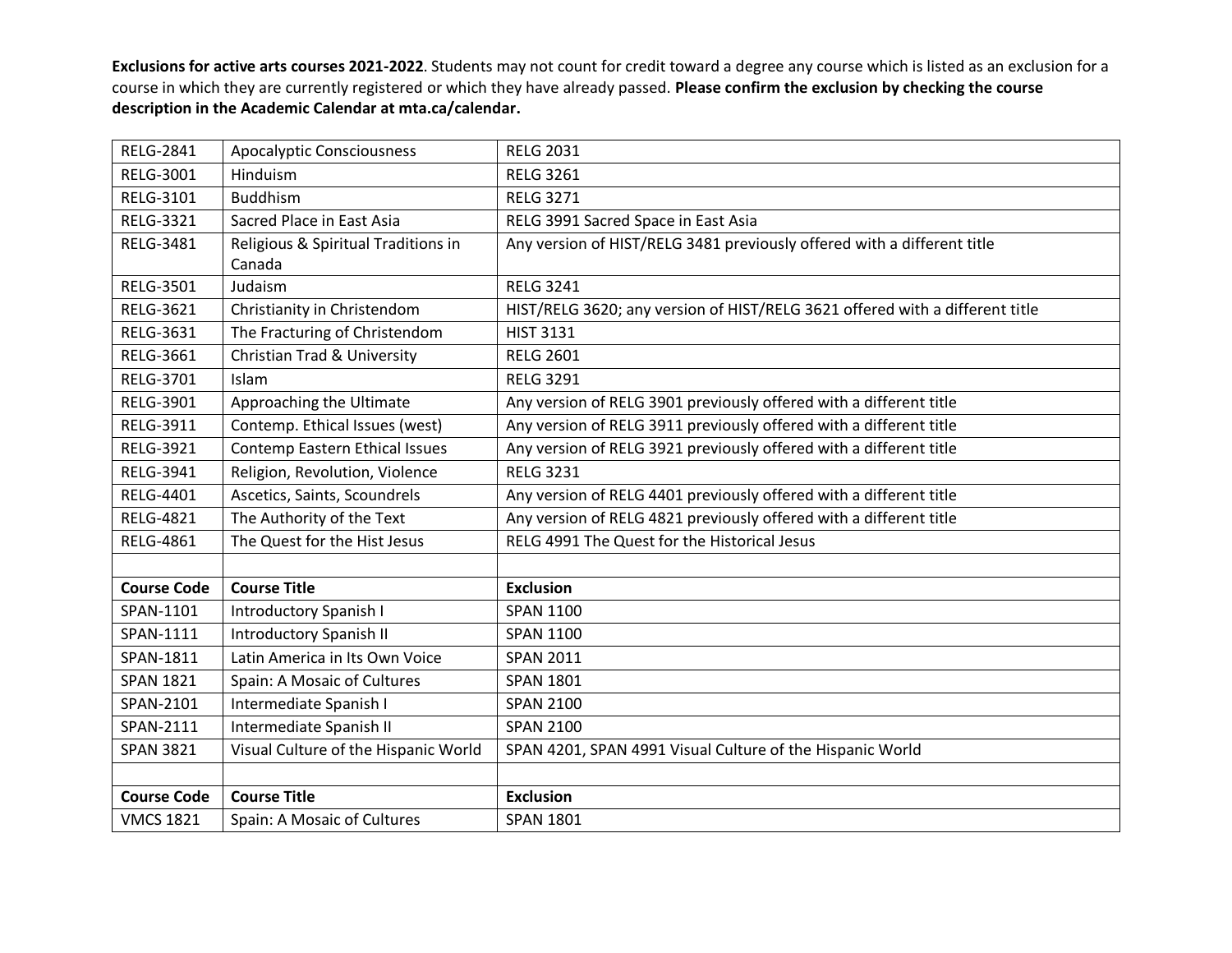**Exclusions for active arts courses 2021-2022**. Students may not count for credit toward a degree any course which is listed as an exclusion for a course in which they are currently registered or which they have already passed. **Please confirm the exclusion by checking the course description in the Academic Calendar at mta.ca/calendar.**

| Course Code | Course Title | Exclusion |
|---|---|---|
| RELG-2841 | Apocalyptic Consciousness | RELG 2031 |
| RELG-3001 | Hinduism | RELG 3261 |
| RELG-3101 | Buddhism | RELG 3271 |
| RELG-3321 | Sacred Place in East Asia | RELG 3991 Sacred Space in East Asia |
| RELG-3481 | Religious & Spiritual Traditions in Canada | Any version of HIST/RELG 3481 previously offered with a different title |
| RELG-3501 | Judaism | RELG 3241 |
| RELG-3621 | Christianity in Christendom | HIST/RELG 3620; any version of HIST/RELG 3621 offered with a different title |
| RELG-3631 | The Fracturing of Christendom | HIST 3131 |
| RELG-3661 | Christian Trad & University | RELG 2601 |
| RELG-3701 | Islam | RELG 3291 |
| RELG-3901 | Approaching the Ultimate | Any version of RELG 3901 previously offered with a different title |
| RELG-3911 | Contemp. Ethical Issues (west) | Any version of RELG 3911 previously offered with a different title |
| RELG-3921 | Contemp Eastern Ethical Issues | Any version of RELG 3921 previously offered with a different title |
| RELG-3941 | Religion, Revolution, Violence | RELG 3231 |
| RELG-4401 | Ascetics, Saints, Scoundrels | Any version of RELG 4401 previously offered with a different title |
| RELG-4821 | The Authority of the Text | Any version of RELG 4821 previously offered with a different title |
| RELG-4861 | The Quest for the Hist Jesus | RELG 4991 The Quest for the Historical Jesus |
| | | |
| **Course Code** | **Course Title** | **Exclusion** |
| SPAN-1101 | Introductory Spanish I | SPAN 1100 |
| SPAN-1111 | Introductory Spanish II | SPAN 1100 |
| SPAN-1811 | Latin America in Its Own Voice | SPAN 2011 |
| SPAN 1821 | Spain: A Mosaic of Cultures | SPAN 1801 |
| SPAN-2101 | Intermediate Spanish I | SPAN 2100 |
| SPAN-2111 | Intermediate Spanish II | SPAN 2100 |
| SPAN 3821 | Visual Culture of the Hispanic World | SPAN 4201, SPAN 4991 Visual Culture of the Hispanic World |
| | | |
| **Course Code** | **Course Title** | **Exclusion** |
| VMCS 1821 | Spain: A Mosaic of Cultures | SPAN 1801 |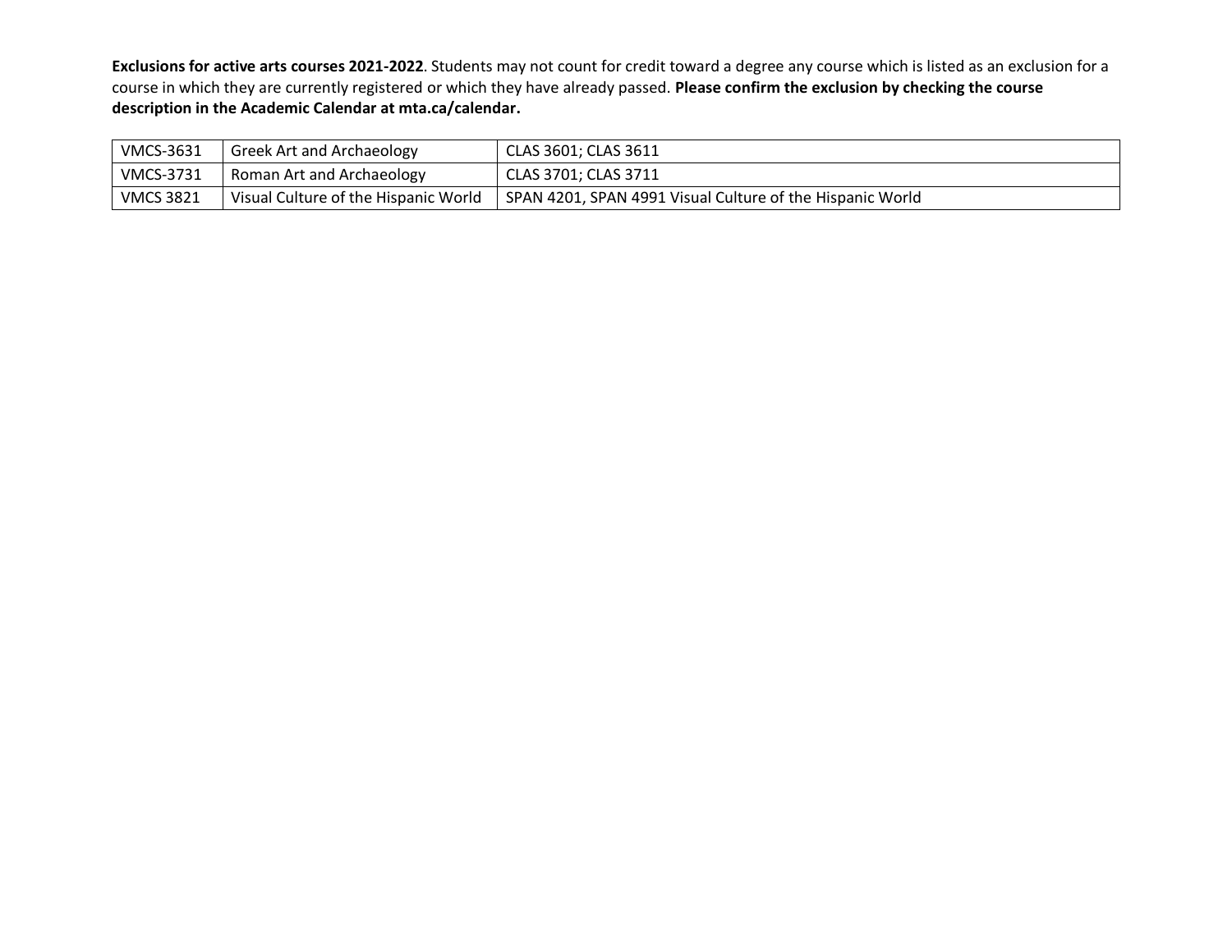**Exclusions for active arts courses 2021-2022**. Students may not count for credit toward a degree any course which is listed as an exclusion for a course in which they are currently registered or which they have already passed. **Please confirm the exclusion by checking the course description in the Academic Calendar at mta.ca/calendar.**

| | | |
|---|---|---|
| VMCS-3631 | Greek Art and Archaeology | CLAS 3601; CLAS 3611 |
| VMCS-3731 | Roman Art and Archaeology | CLAS 3701; CLAS 3711 |
| VMCS 3821 | Visual Culture of the Hispanic World | SPAN 4201, SPAN 4991 Visual Culture of the Hispanic World |